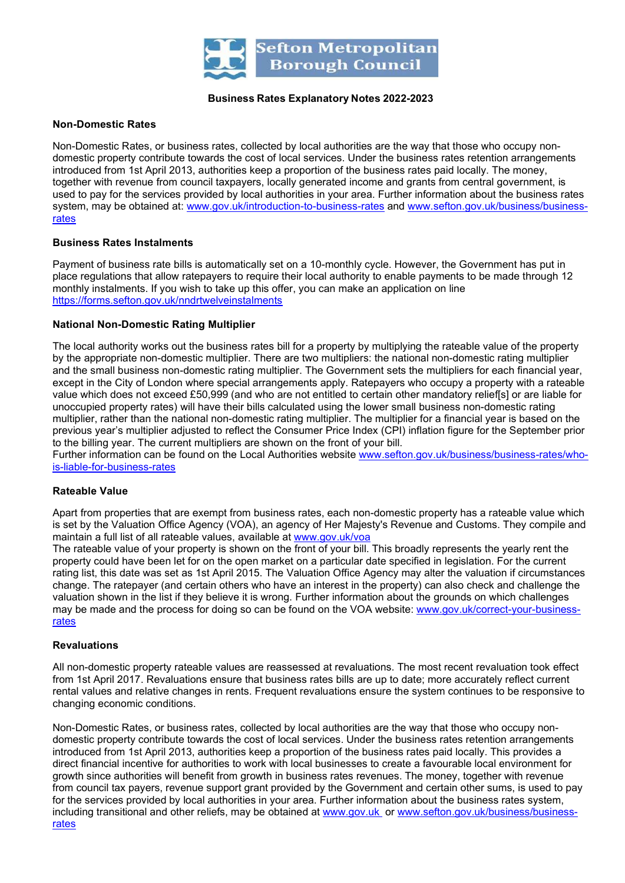Sefton Metropolitan Borough Council

# Business Rates Explanatory Notes 2022-2023

## Non-Domestic Rates

Non-Domestic Rates, or business rates, collected by local authorities are the way that those who occupy non-domestic property contribute towards the cost of local services. Under the business rates retention arrangements introduced from 1st April 2013, authorities keep a proportion of the business rates paid locally. The money, together with revenue from council taxpayers, locally generated income and grants from central government, is used to pay for the services provided by local authorities in your area. Further information about the business rates system, may be obtained at: www.gov.uk/introduction-to-business-rates and www.sefton.gov.uk/business/business-rates

## Business Rates Instalments

Payment of business rate bills is automatically set on a 10-monthly cycle. However, the Government has put in place regulations that allow ratepayers to require their local authority to enable payments to be made through 12 monthly instalments. If you wish to take up this offer, you can make an application on line https://forms.sefton.gov.uk/nndrtwelveinstalments

## National Non-Domestic Rating Multiplier

The local authority works out the business rates bill for a property by multiplying the rateable value of the property by the appropriate non-domestic multiplier. There are two multipliers: the national non-domestic rating multiplier and the small business non-domestic rating multiplier. The Government sets the multipliers for each financial year, except in the City of London where special arrangements apply. Ratepayers who occupy a property with a rateable value which does not exceed £50,999 (and who are not entitled to certain other mandatory relief[s] or are liable for unoccupied property rates) will have their bills calculated using the lower small business non-domestic rating multiplier, rather than the national non-domestic rating multiplier. The multiplier for a financial year is based on the previous year's multiplier adjusted to reflect the Consumer Price Index (CPI) inflation figure for the September prior to the billing year. The current multipliers are shown on the front of your bill.
Further information can be found on the Local Authorities website www.sefton.gov.uk/business/business-rates/who-is-liable-for-business-rates

## Rateable Value

Apart from properties that are exempt from business rates, each non-domestic property has a rateable value which is set by the Valuation Office Agency (VOA), an agency of Her Majesty's Revenue and Customs. They compile and maintain a full list of all rateable values, available at www.gov.uk/voa
The rateable value of your property is shown on the front of your bill. This broadly represents the yearly rent the property could have been let for on the open market on a particular date specified in legislation. For the current rating list, this date was set as 1st April 2015. The Valuation Office Agency may alter the valuation if circumstances change. The ratepayer (and certain others who have an interest in the property) can also check and challenge the valuation shown in the list if they believe it is wrong. Further information about the grounds on which challenges may be made and the process for doing so can be found on the VOA website: www.gov.uk/correct-your-business-rates

## Revaluations

All non-domestic property rateable values are reassessed at revaluations. The most recent revaluation took effect from 1st April 2017. Revaluations ensure that business rates bills are up to date; more accurately reflect current rental values and relative changes in rents. Frequent revaluations ensure the system continues to be responsive to changing economic conditions.

Non-Domestic Rates, or business rates, collected by local authorities are the way that those who occupy non-domestic property contribute towards the cost of local services. Under the business rates retention arrangements introduced from 1st April 2013, authorities keep a proportion of the business rates paid locally. This provides a direct financial incentive for authorities to work with local businesses to create a favourable local environment for growth since authorities will benefit from growth in business rates revenues. The money, together with revenue from council tax payers, revenue support grant provided by the Government and certain other sums, is used to pay for the services provided by local authorities in your area. Further information about the business rates system, including transitional and other reliefs, may be obtained at www.gov.uk or www.sefton.gov.uk/business/business-rates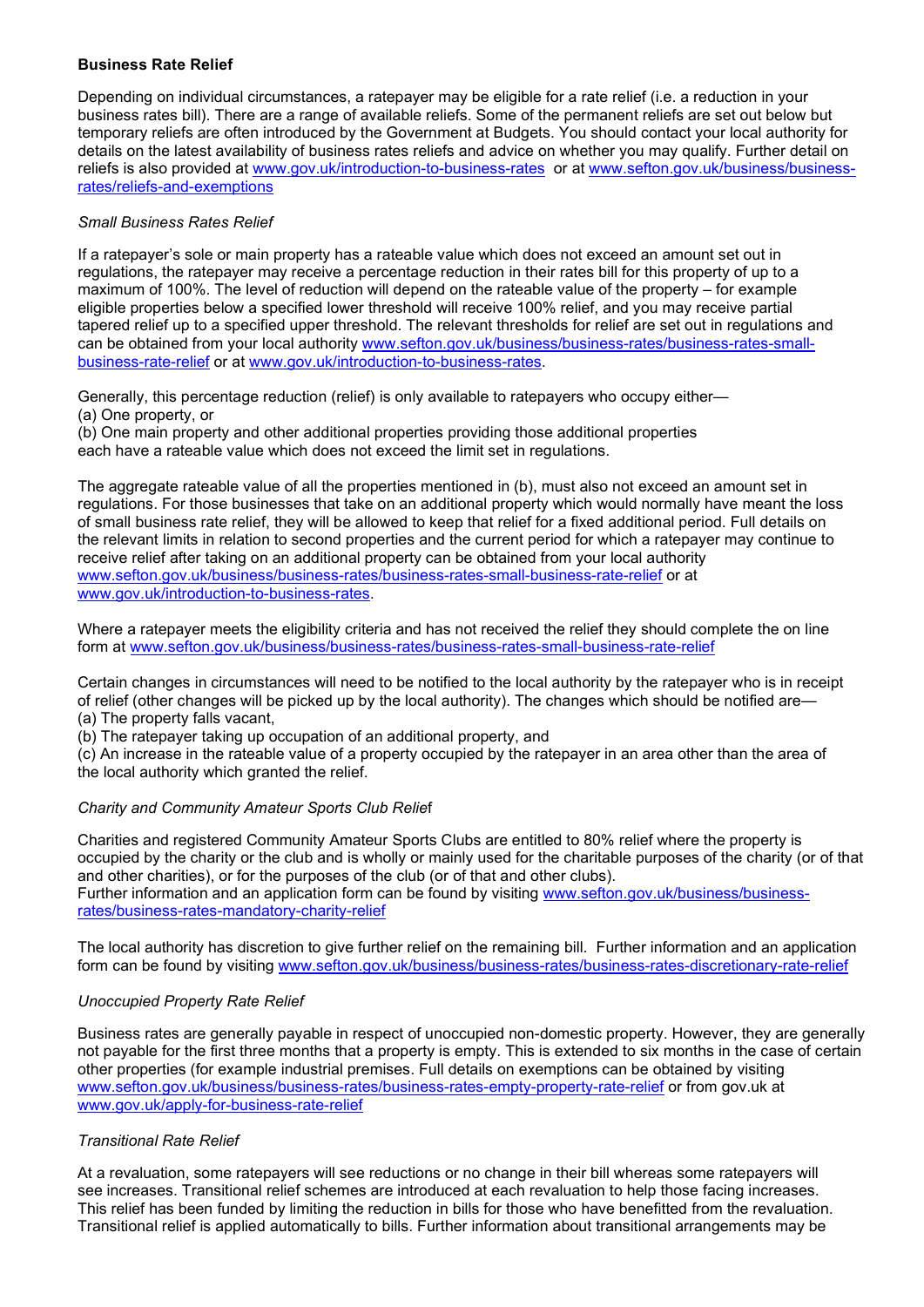**Business Rate Relief**

Depending on individual circumstances, a ratepayer may be eligible for a rate relief (i.e. a reduction in your business rates bill). There are a range of available reliefs. Some of the permanent reliefs are set out below but temporary reliefs are often introduced by the Government at Budgets. You should contact your local authority for details on the latest availability of business rates reliefs and advice on whether you may qualify. Further detail on reliefs is also provided at www.gov.uk/introduction-to-business-rates or at www.sefton.gov.uk/business/business-rates/reliefs-and-exemptions

*Small Business Rates Relief*

If a ratepayer's sole or main property has a rateable value which does not exceed an amount set out in regulations, the ratepayer may receive a percentage reduction in their rates bill for this property of up to a maximum of 100%. The level of reduction will depend on the rateable value of the property – for example eligible properties below a specified lower threshold will receive 100% relief, and you may receive partial tapered relief up to a specified upper threshold. The relevant thresholds for relief are set out in regulations and can be obtained from your local authority www.sefton.gov.uk/business/business-rates/business-rates-small-business-rate-relief or at www.gov.uk/introduction-to-business-rates.

Generally, this percentage reduction (relief) is only available to ratepayers who occupy either—
(a) One property, or
(b) One main property and other additional properties providing those additional properties each have a rateable value which does not exceed the limit set in regulations.

The aggregate rateable value of all the properties mentioned in (b), must also not exceed an amount set in regulations. For those businesses that take on an additional property which would normally have meant the loss of small business rate relief, they will be allowed to keep that relief for a fixed additional period. Full details on the relevant limits in relation to second properties and the current period for which a ratepayer may continue to receive relief after taking on an additional property can be obtained from your local authority www.sefton.gov.uk/business/business-rates/business-rates-small-business-rate-relief or at www.gov.uk/introduction-to-business-rates.

Where a ratepayer meets the eligibility criteria and has not received the relief they should complete the on line form at www.sefton.gov.uk/business/business-rates/business-rates-small-business-rate-relief

Certain changes in circumstances will need to be notified to the local authority by the ratepayer who is in receipt of relief (other changes will be picked up by the local authority). The changes which should be notified are—
(a) The property falls vacant,
(b) The ratepayer taking up occupation of an additional property, and
(c) An increase in the rateable value of a property occupied by the ratepayer in an area other than the area of the local authority which granted the relief.

*Charity and Community Amateur Sports Club Relief*

Charities and registered Community Amateur Sports Clubs are entitled to 80% relief where the property is occupied by the charity or the club and is wholly or mainly used for the charitable purposes of the charity (or of that and other charities), or for the purposes of the club (or of that and other clubs).
Further information and an application form can be found by visiting www.sefton.gov.uk/business/business-rates/business-rates-mandatory-charity-relief

The local authority has discretion to give further relief on the remaining bill. Further information and an application form can be found by visiting www.sefton.gov.uk/business/business-rates/business-rates-discretionary-rate-relief

*Unoccupied Property Rate Relief*

Business rates are generally payable in respect of unoccupied non-domestic property. However, they are generally not payable for the first three months that a property is empty. This is extended to six months in the case of certain other properties (for example industrial premises. Full details on exemptions can be obtained by visiting www.sefton.gov.uk/business/business-rates/business-rates-empty-property-rate-relief or from gov.uk at www.gov.uk/apply-for-business-rate-relief

*Transitional Rate Relief*

At a revaluation, some ratepayers will see reductions or no change in their bill whereas some ratepayers will see increases. Transitional relief schemes are introduced at each revaluation to help those facing increases. This relief has been funded by limiting the reduction in bills for those who have benefitted from the revaluation. Transitional relief is applied automatically to bills. Further information about transitional arrangements may be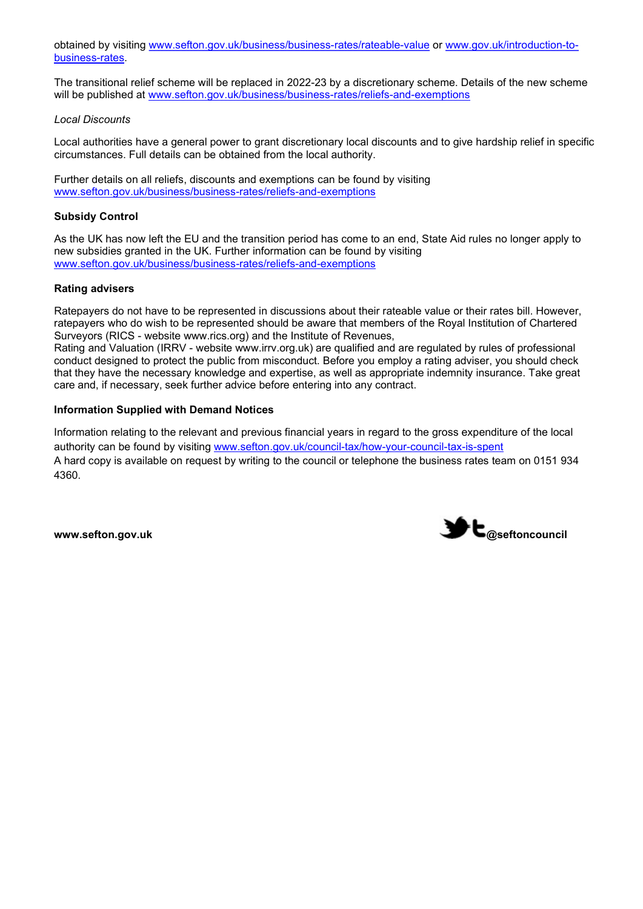obtained by visiting www.sefton.gov.uk/business/business-rates/rateable-value or www.gov.uk/introduction-to-business-rates.

The transitional relief scheme will be replaced in 2022-23 by a discretionary scheme. Details of the new scheme will be published at www.sefton.gov.uk/business/business-rates/reliefs-and-exemptions

*Local Discounts*

Local authorities have a general power to grant discretionary local discounts and to give hardship relief in specific circumstances. Full details can be obtained from the local authority.

Further details on all reliefs, discounts and exemptions can be found by visiting www.sefton.gov.uk/business/business-rates/reliefs-and-exemptions

**Subsidy Control**

As the UK has now left the EU and the transition period has come to an end, State Aid rules no longer apply to new subsidies granted in the UK. Further information can be found by visiting www.sefton.gov.uk/business/business-rates/reliefs-and-exemptions

**Rating advisers**

Ratepayers do not have to be represented in discussions about their rateable value or their rates bill. However, ratepayers who do wish to be represented should be aware that members of the Royal Institution of Chartered Surveyors (RICS - website www.rics.org) and the Institute of Revenues,
Rating and Valuation (IRRV - website www.irrv.org.uk) are qualified and are regulated by rules of professional conduct designed to protect the public from misconduct. Before you employ a rating adviser, you should check that they have the necessary knowledge and expertise, as well as appropriate indemnity insurance. Take great care and, if necessary, seek further advice before entering into any contract.

**Information Supplied with Demand Notices**

Information relating to the relevant and previous financial years in regard to the gross expenditure of the local authority can be found by visiting www.sefton.gov.uk/council-tax/how-your-council-tax-is-spent
A hard copy is available on request by writing to the council or telephone the business rates team on 0151 934 4360.

**www.sefton.gov.uk** **@seftoncouncil**